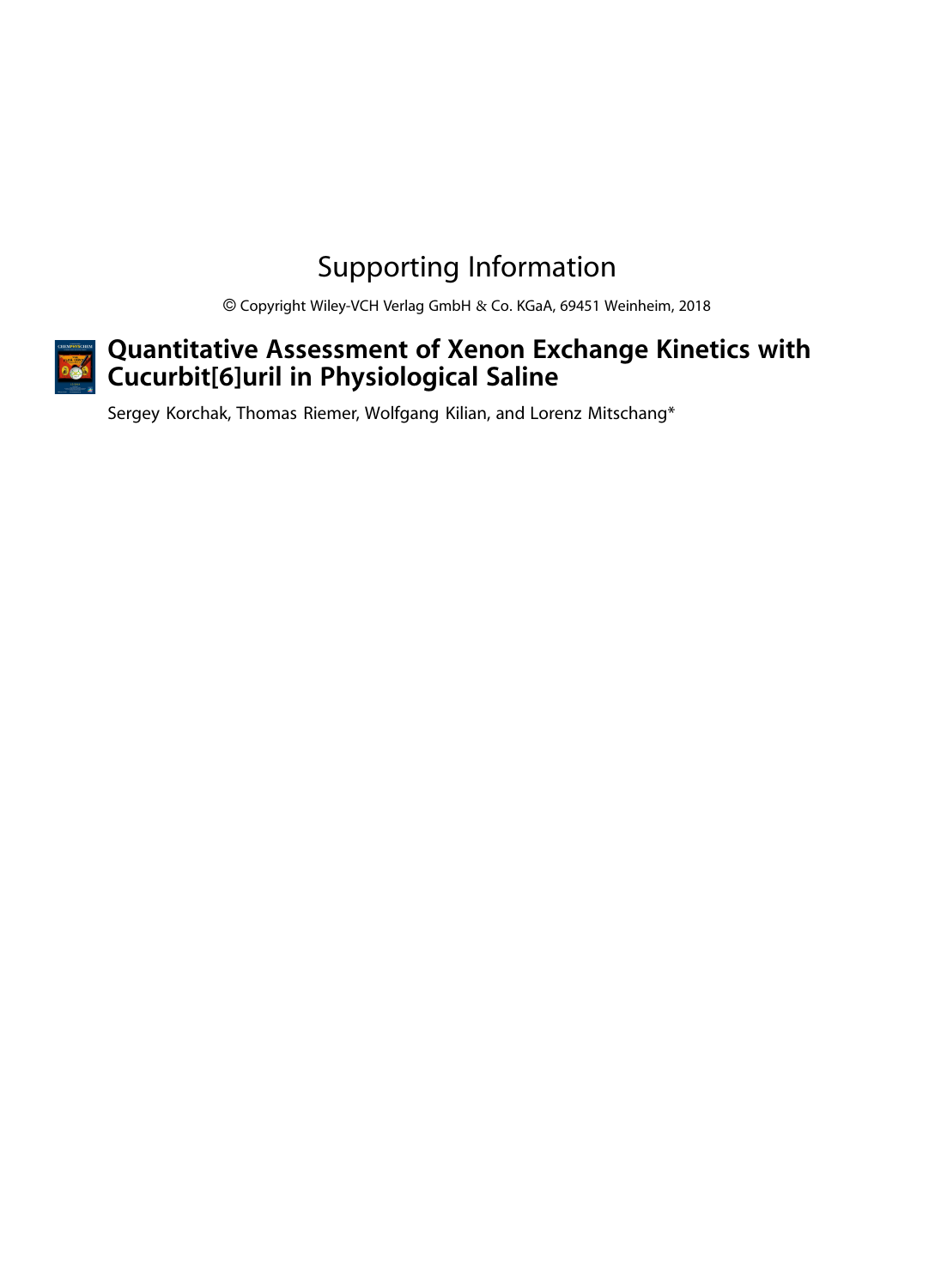# Supporting Information

© Copyright Wiley-VCH Verlag GmbH & Co. KGaA, 69451 Weinheim, 2018

## Quantitative Assessment of Xenon Exchange Kinetics with Cucurbit[6]uril in Physiological Saline

Sergey Korchak, Thomas Riemer, Wolfgang Kilian, and Lorenz Mitschang*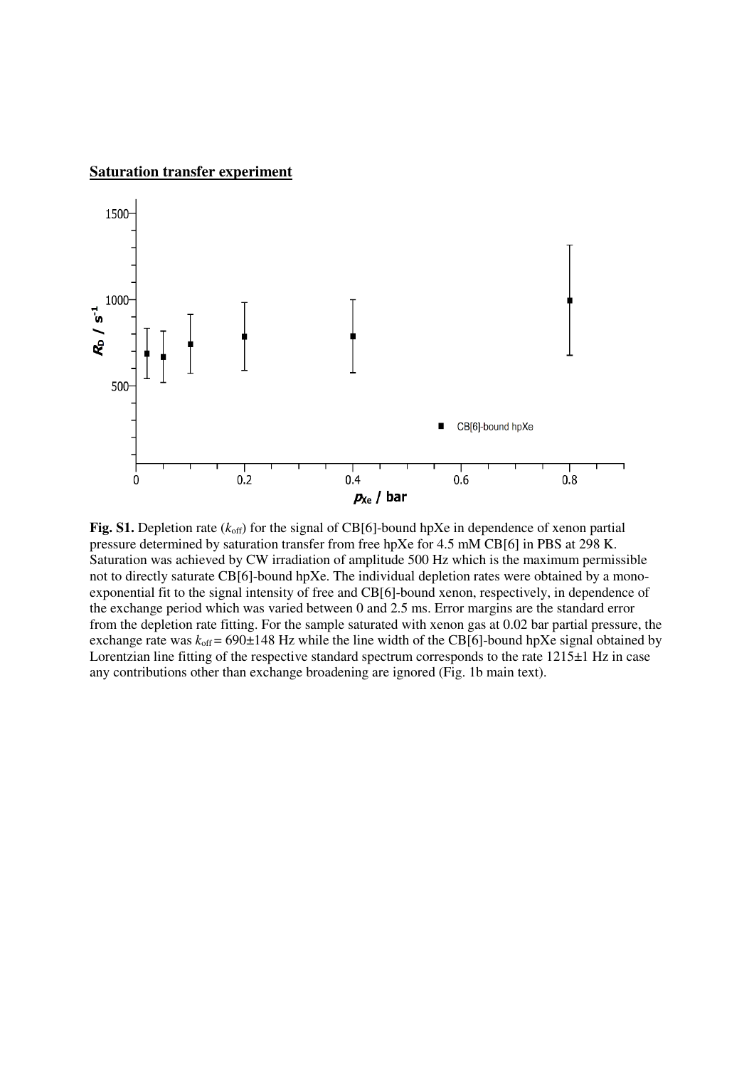## Saturation transfer experiment

**Fig. S1.** Depletion rate ($k_{off}$) for the signal of CB[6]-bound hpXe in dependence of xenon partial pressure determined by saturation transfer from free hpXe for 4.5 mM CB[6] in PBS at 298 K. Saturation was achieved by CW irradiation of amplitude 500 Hz which is the maximum permissible not to directly saturate CB[6]-bound hpXe. The individual depletion rates were obtained by a mono-exponential fit to the signal intensity of free and CB[6]-bound xenon, respectively, in dependence of the exchange period which was varied between 0 and 2.5 ms. Error margins are the standard error from the depletion rate fitting. For the sample saturated with xenon gas at 0.02 bar partial pressure, the exchange rate was $k_{off} = 690 \pm 148$ Hz while the line width of the CB[6]-bound hpXe signal obtained by Lorentzian line fitting of the respective standard spectrum corresponds to the rate $1215 \pm 1$ Hz in case any contributions other than exchange broadening are ignored (Fig. 1b main text).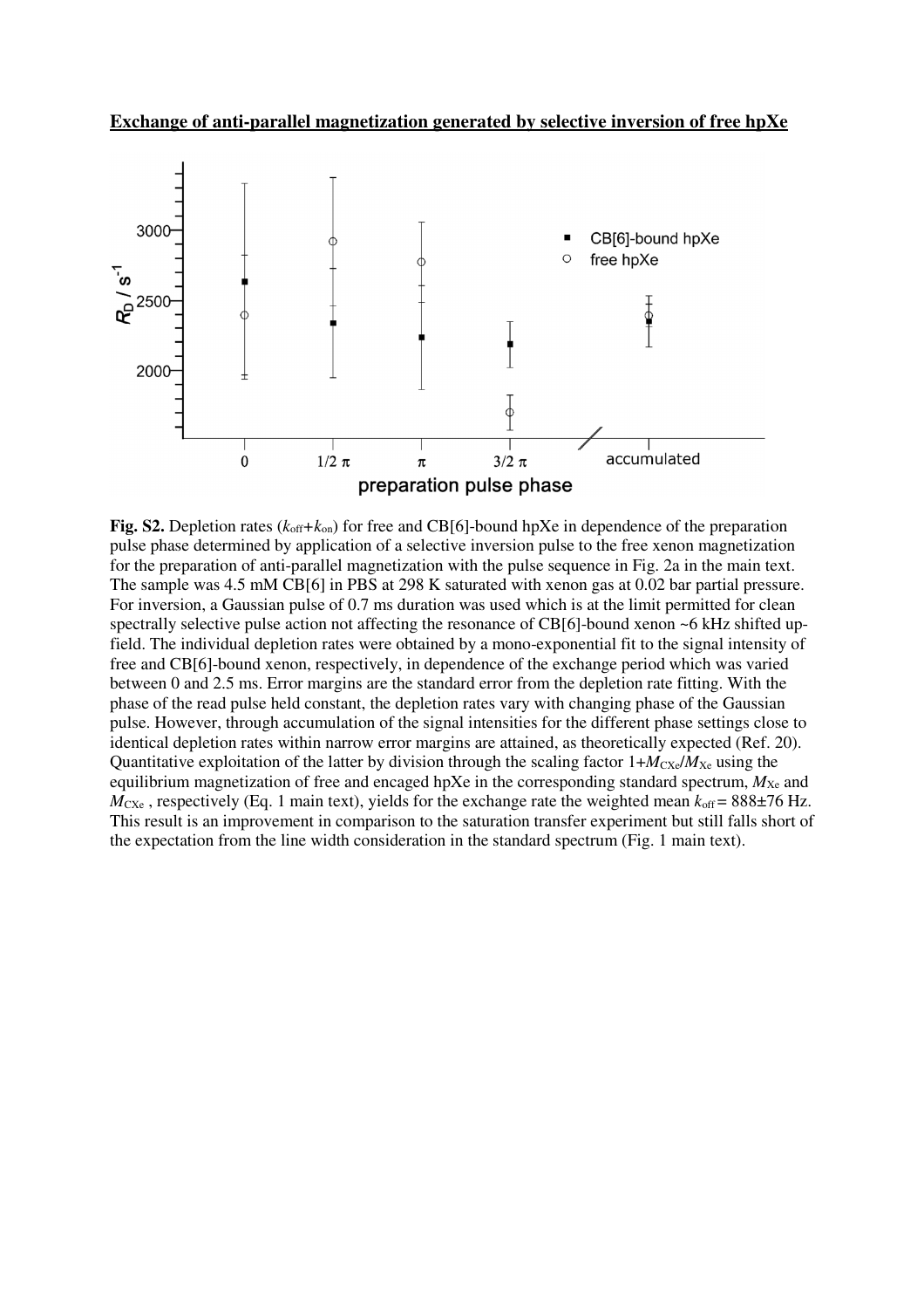**Exchange of anti-parallel magnetization generated by selective inversion of free hpXe**

**Fig. S2.** Depletion rates ($k_{off}$+$k_{on}$) for free and CB[6]-bound hpXe in dependence of the preparation pulse phase determined by application of a selective inversion pulse to the free xenon magnetization for the preparation of anti-parallel magnetization with the pulse sequence in Fig. 2a in the main text. The sample was 4.5 mM CB[6] in PBS at 298 K saturated with xenon gas at 0.02 bar partial pressure. For inversion, a Gaussian pulse of 0.7 ms duration was used which is at the limit permitted for clean spectrally selective pulse action not affecting the resonance of CB[6]-bound xenon ~6 kHz shifted up-field. The individual depletion rates were obtained by a mono-exponential fit to the signal intensity of free and CB[6]-bound xenon, respectively, in dependence of the exchange period which was varied between 0 and 2.5 ms. Error margins are the standard error from the depletion rate fitting. With the phase of the read pulse held constant, the depletion rates vary with changing phase of the Gaussian pulse. However, through accumulation of the signal intensities for the different phase settings close to identical depletion rates within narrow error margins are attained, as theoretically expected (Ref. 20). Quantitative exploitation of the latter by division through the scaling factor $1+M_{CXe}/M_{Xe}$ using the equilibrium magnetization of free and encaged hpXe in the corresponding standard spectrum, $M_{Xe}$ and $M_{CXe}$ , respectively (Eq. 1 main text), yields for the exchange rate the weighted mean $k_{off}$ = 888±76 Hz. This result is an improvement in comparison to the saturation transfer experiment but still falls short of the expectation from the line width consideration in the standard spectrum (Fig. 1 main text).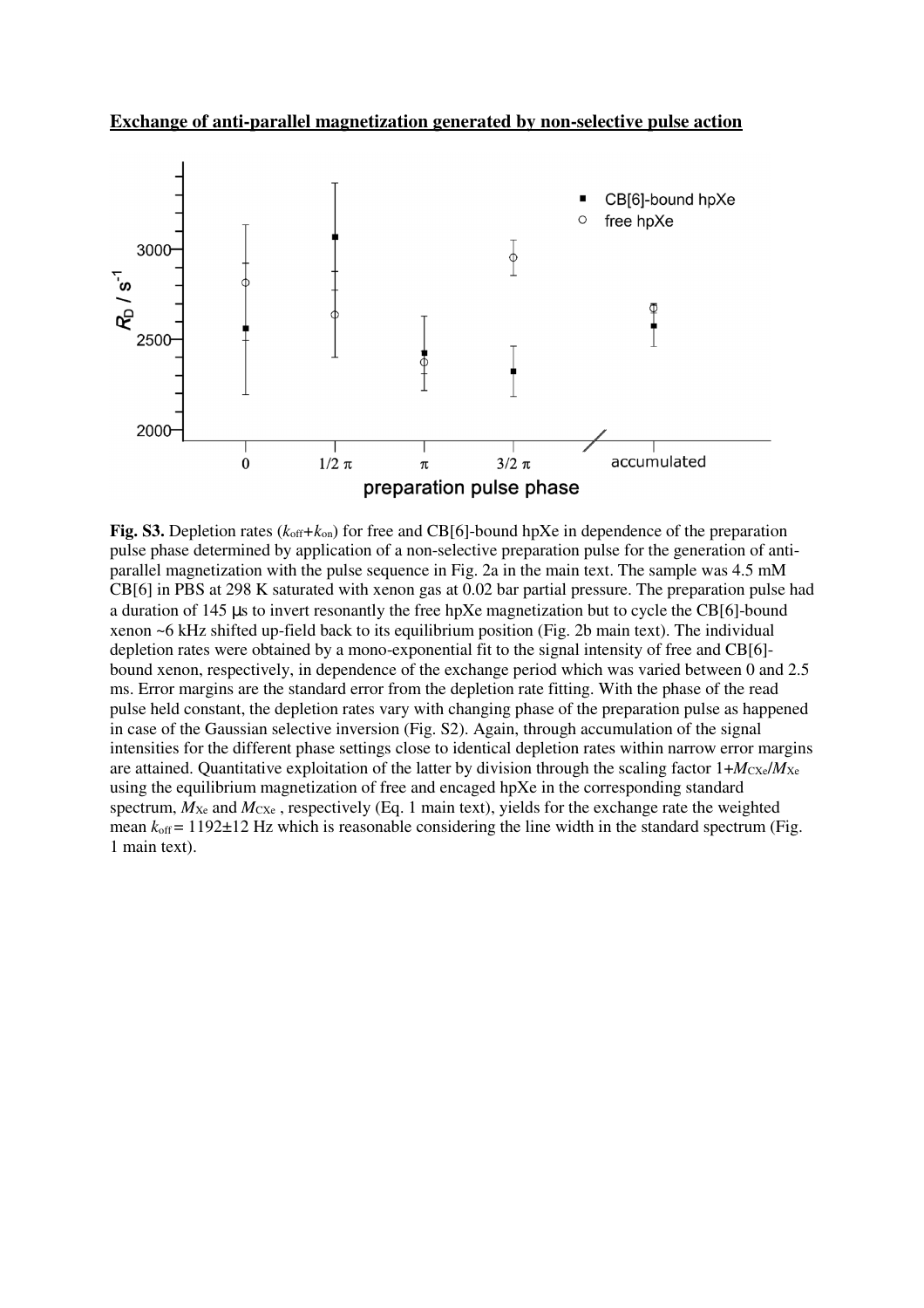**Exchange of anti-parallel magnetization generated by non-selective pulse action**

**Fig. S3.** Depletion rates ($k_{off}$+$k_{on}$) for free and CB[6]-bound hpXe in dependence of the preparation pulse phase determined by application of a non-selective preparation pulse for the generation of anti-parallel magnetization with the pulse sequence in Fig. 2a in the main text. The sample was 4.5 mM CB[6] in PBS at 298 K saturated with xenon gas at 0.02 bar partial pressure. The preparation pulse had a duration of 145 μs to invert resonantly the free hpXe magnetization but to cycle the CB[6]-bound xenon ~6 kHz shifted up-field back to its equilibrium position (Fig. 2b main text). The individual depletion rates were obtained by a mono-exponential fit to the signal intensity of free and CB[6]-bound xenon, respectively, in dependence of the exchange period which was varied between 0 and 2.5 ms. Error margins are the standard error from the depletion rate fitting. With the phase of the read pulse held constant, the depletion rates vary with changing phase of the preparation pulse as happened in case of the Gaussian selective inversion (Fig. S2). Again, through accumulation of the signal intensities for the different phase settings close to identical depletion rates within narrow error margins are attained. Quantitative exploitation of the latter by division through the scaling factor $1+M_{CXe}/M_{Xe}$ using the equilibrium magnetization of free and encaged hpXe in the corresponding standard spectrum, $M_{Xe}$ and $M_{CXe}$ , respectively (Eq. 1 main text), yields for the exchange rate the weighted mean $k_{off}$ = 1192±12 Hz which is reasonable considering the line width in the standard spectrum (Fig. 1 main text).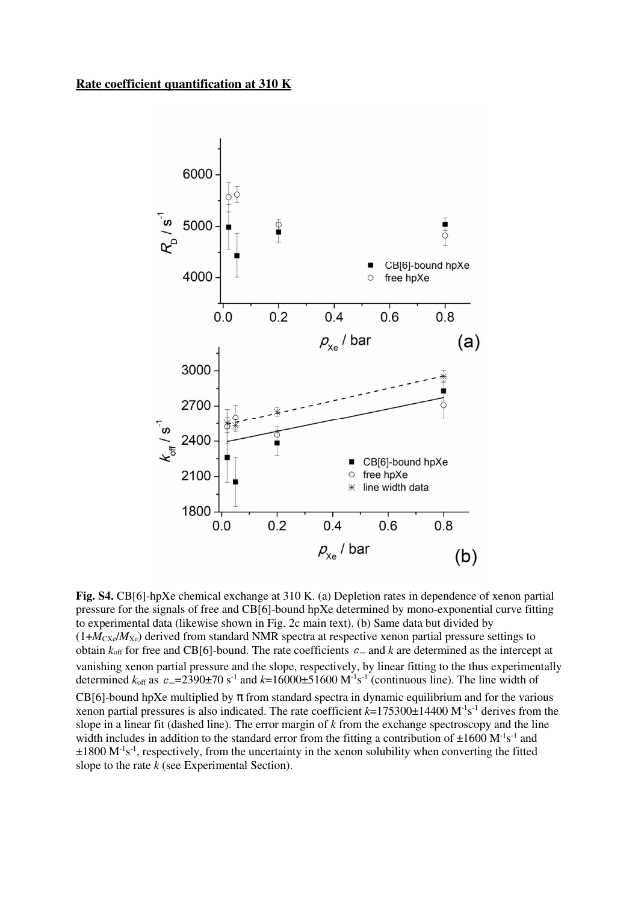**Rate coefficient quantification at 310 K**

6000
5000
4000
$R_D$ / s$^{-1}$
CB[6]-bound hpXe
free hpXe
0.0
0.2
0.4
0.6
0.8
$p_{Xe}$ / bar
(a)

3000
2700
2400
2100
1800
$k_{off}$ / s$^{-1}$
CB[6]-bound hpXe
free hpXe
line width data
0.0
0.2
0.4
0.6
0.8
$p_{Xe}$ / bar
(b)

**Fig. S4.** CB[6]-hpXe chemical exchange at 310 K. (a) Depletion rates in dependence of xenon partial pressure for the signals of free and CB[6]-bound hpXe determined by mono-exponential curve fitting to experimental data (likewise shown in Fig. 2c main text). (b) Same data but divided by $(1+M_{CXe}/M_{Xe})$ derived from standard NMR spectra at respective xenon partial pressure settings to obtain $k_{off}$ for free and CB[6]-bound. The rate coefficients $c_{-}$ and $k$ are determined as the intercept at vanishing xenon partial pressure and the slope, respectively, by linear fitting to the thus experimentally determined $k_{off}$ as $c_{-}$=2390±70 s$^{-1}$ and $k$=16000±51600 M$^{-1}$s$^{-1}$ (continuous line). The line width of CB[6]-bound hpXe multiplied by π from standard spectra in dynamic equilibrium and for the various xenon partial pressures is also indicated. The rate coefficient $k$=175300±14400 M$^{-1}$s$^{-1}$ derives from the slope in a linear fit (dashed line). The error margin of $k$ from the exchange spectroscopy and the line width includes in addition to the standard error from the fitting a contribution of ±1600 M$^{-1}$s$^{-1}$ and ±1800 M$^{-1}$s$^{-1}$, respectively, from the uncertainty in the xenon solubility when converting the fitted slope to the rate $k$ (see Experimental Section).